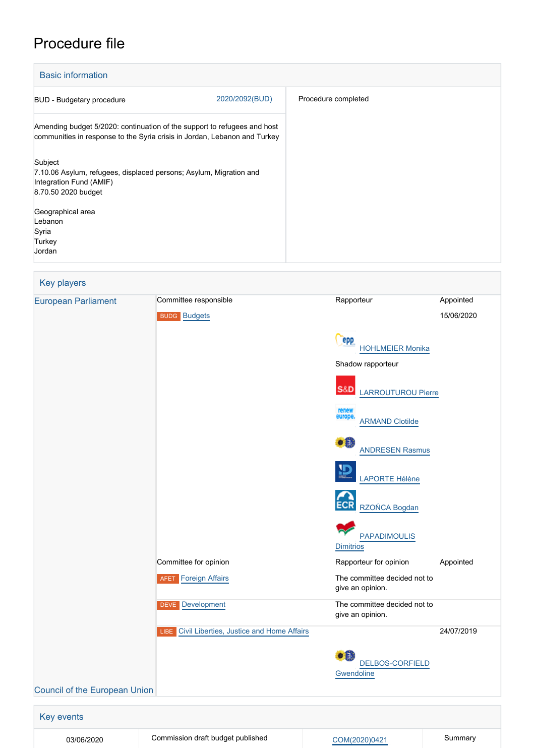# Procedure file

## Basic information

| | |
|---|---|
| BUD - Budgetary procedure 2020/2092(BUD) | Procedure completed |
| Amending budget 5/2020: continuation of the support to refugees and host communities in response to the Syria crisis in Jordan, Lebanon and Turkey | |
| Subject<br>7.10.06 Asylum, refugees, displaced persons; Asylum, Migration and Integration Fund (AMIF)<br>8.70.50 2020 budget | |
| Geographical area<br>Lebanon<br>Syria<br>Turkey<br>Jordan | |

## Key players

| | | | |
|---|---|---|---|
| European Parliament | Committee responsible | Rapporteur | Appointed |
| | BUDG Budgets | | 15/06/2020 |
| | | EPP HOHLMEIER Monika | |
| | | Shadow rapporteur | |
| | | S&D LARROUTUROU Pierre | |
| | | renew europe. ARMAND Clotilde | |
| | | ANDRESEN Rasmus | |
| | | LAPORTE Hélène | |
| | | ECR RZOŃCA Bogdan | |
| | | PAPADIMOULIS Dimitrios | |
| | Committee for opinion | Rapporteur for opinion | Appointed |
| | AFET Foreign Affairs | The committee decided not to give an opinion. | |
| | DEVE Development | The committee decided not to give an opinion. | |
| | LIBE Civil Liberties, Justice and Home Affairs | | 24/07/2019 |
| | | DELBOS-CORFIELD Gwendoline | |
| Council of the European Union | | | |

## Key events

| | | | |
|---|---|---|---|
| 03/06/2020 | Commission draft budget published | COM(2020)0421 | Summary |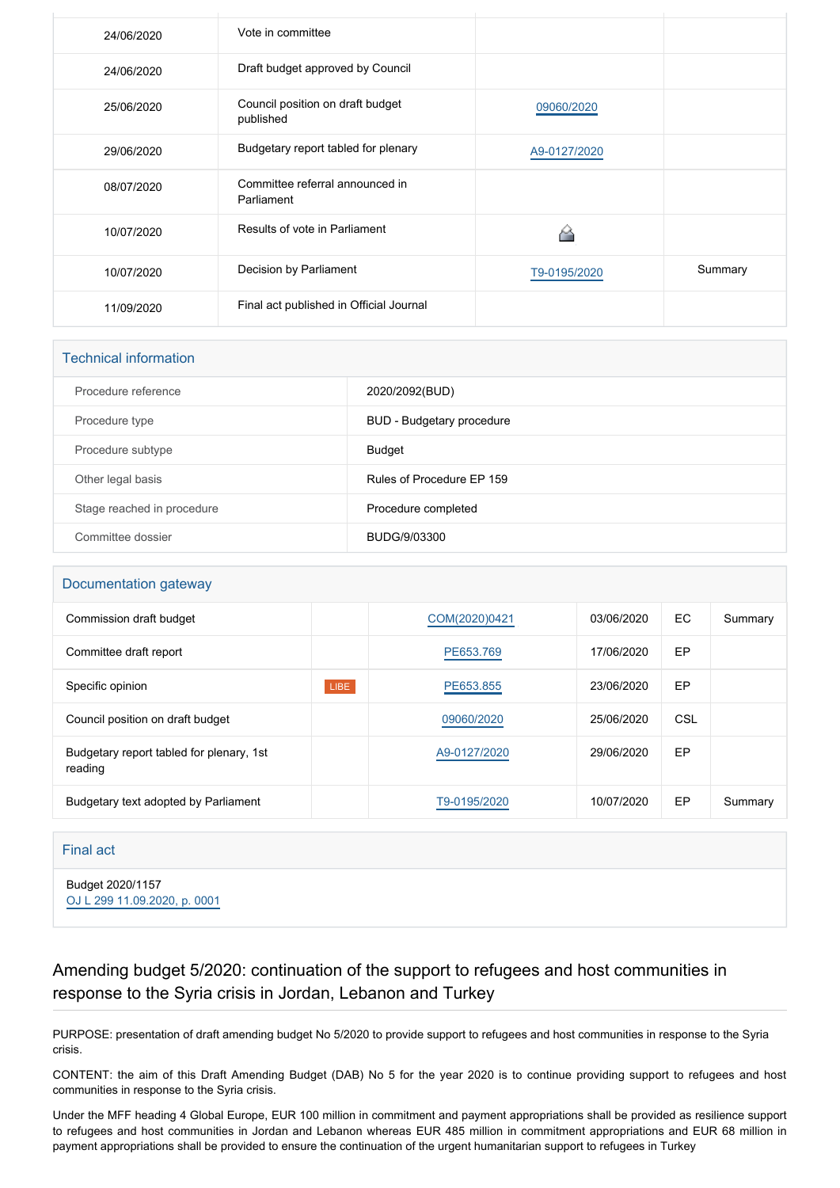| | | | |
|---|---|---|---|
| 24/06/2020 | Vote in committee | | |
| 24/06/2020 | Draft budget approved by Council | | |
| 25/06/2020 | Council position on draft budget published | 09060/2020 | |
| 29/06/2020 | Budgetary report tabled for plenary | A9-0127/2020 | |
| 08/07/2020 | Committee referral announced in Parliament | | |
| 10/07/2020 | Results of vote in Parliament | | |
| 10/07/2020 | Decision by Parliament | T9-0195/2020 | Summary |
| 11/09/2020 | Final act published in Official Journal | | |

## Technical information

| | |
|---|---|
| Procedure reference | 2020/2092(BUD) |
| Procedure type | BUD - Budgetary procedure |
| Procedure subtype | Budget |
| Other legal basis | Rules of Procedure EP 159 |
| Stage reached in procedure | Procedure completed |
| Committee dossier | BUDG/9/03300 |

## Documentation gateway

| | | | | | |
|---|---|---|---|---|---|
| Commission draft budget | | COM(2020)0421 | 03/06/2020 | EC | Summary |
| Committee draft report | | PE653.769 | 17/06/2020 | EP | |
| Specific opinion | LIBE | PE653.855 | 23/06/2020 | EP | |
| Council position on draft budget | | 09060/2020 | 25/06/2020 | CSL | |
| Budgetary report tabled for plenary, 1st reading | | A9-0127/2020 | 29/06/2020 | EP | |
| Budgetary text adopted by Parliament | | T9-0195/2020 | 10/07/2020 | EP | Summary |

## Final act

Budget 2020/1157
OJ L 299 11.09.2020, p. 0001

## Amending budget 5/2020: continuation of the support to refugees and host communities in response to the Syria crisis in Jordan, Lebanon and Turkey

PURPOSE: presentation of draft amending budget No 5/2020 to provide support to refugees and host communities in response to the Syria crisis.

CONTENT: the aim of this Draft Amending Budget (DAB) No 5 for the year 2020 is to continue providing support to refugees and host communities in response to the Syria crisis.

Under the MFF heading 4 Global Europe, EUR 100 million in commitment and payment appropriations shall be provided as resilience support to refugees and host communities in Jordan and Lebanon whereas EUR 485 million in commitment appropriations and EUR 68 million in payment appropriations shall be provided to ensure the continuation of the urgent humanitarian support to refugees in Turkey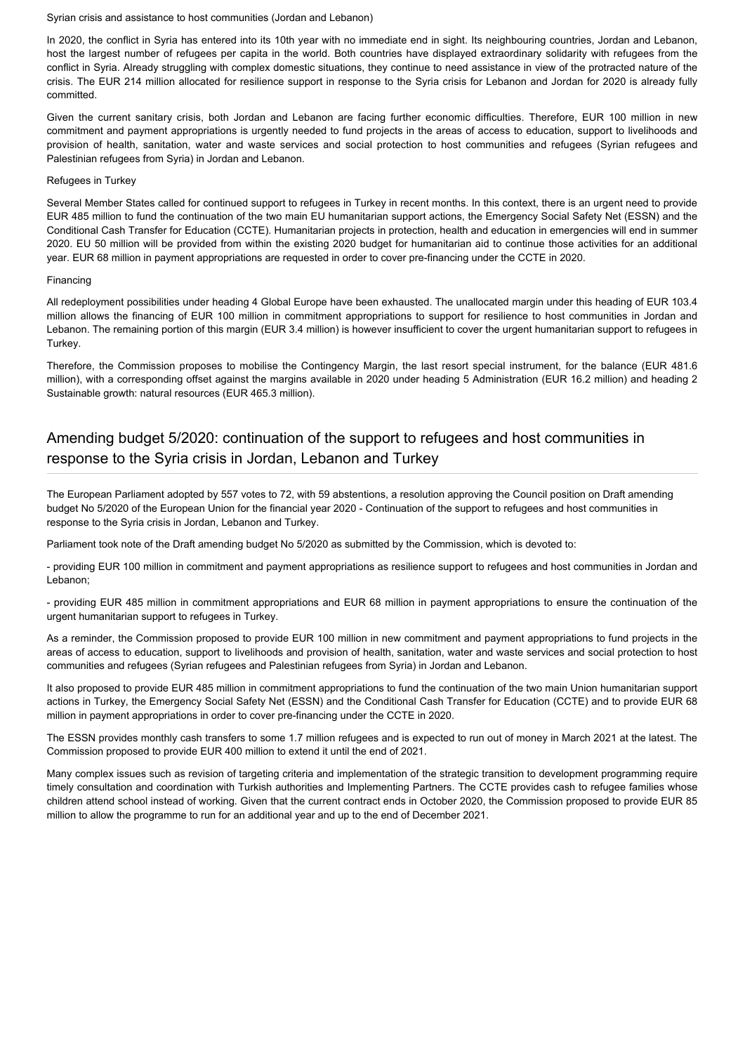Syrian crisis and assistance to host communities (Jordan and Lebanon)

In 2020, the conflict in Syria has entered into its 10th year with no immediate end in sight. Its neighbouring countries, Jordan and Lebanon, host the largest number of refugees per capita in the world. Both countries have displayed extraordinary solidarity with refugees from the conflict in Syria. Already struggling with complex domestic situations, they continue to need assistance in view of the protracted nature of the crisis. The EUR 214 million allocated for resilience support in response to the Syria crisis for Lebanon and Jordan for 2020 is already fully committed.

Given the current sanitary crisis, both Jordan and Lebanon are facing further economic difficulties. Therefore, EUR 100 million in new commitment and payment appropriations is urgently needed to fund projects in the areas of access to education, support to livelihoods and provision of health, sanitation, water and waste services and social protection to host communities and refugees (Syrian refugees and Palestinian refugees from Syria) in Jordan and Lebanon.

Refugees in Turkey

Several Member States called for continued support to refugees in Turkey in recent months. In this context, there is an urgent need to provide EUR 485 million to fund the continuation of the two main EU humanitarian support actions, the Emergency Social Safety Net (ESSN) and the Conditional Cash Transfer for Education (CCTE). Humanitarian projects in protection, health and education in emergencies will end in summer 2020. EU 50 million will be provided from within the existing 2020 budget for humanitarian aid to continue those activities for an additional year. EUR 68 million in payment appropriations are requested in order to cover pre-financing under the CCTE in 2020.

Financing

All redeployment possibilities under heading 4 Global Europe have been exhausted. The unallocated margin under this heading of EUR 103.4 million allows the financing of EUR 100 million in commitment appropriations to support for resilience to host communities in Jordan and Lebanon. The remaining portion of this margin (EUR 3.4 million) is however insufficient to cover the urgent humanitarian support to refugees in Turkey.

Therefore, the Commission proposes to mobilise the Contingency Margin, the last resort special instrument, for the balance (EUR 481.6 million), with a corresponding offset against the margins available in 2020 under heading 5 Administration (EUR 16.2 million) and heading 2 Sustainable growth: natural resources (EUR 465.3 million).

## Amending budget 5/2020: continuation of the support to refugees and host communities in response to the Syria crisis in Jordan, Lebanon and Turkey

The European Parliament adopted by 557 votes to 72, with 59 abstentions, a resolution approving the Council position on Draft amending budget No 5/2020 of the European Union for the financial year 2020 - Continuation of the support to refugees and host communities in response to the Syria crisis in Jordan, Lebanon and Turkey.

Parliament took note of the Draft amending budget No 5/2020 as submitted by the Commission, which is devoted to:

- providing EUR 100 million in commitment and payment appropriations as resilience support to refugees and host communities in Jordan and Lebanon;

- providing EUR 485 million in commitment appropriations and EUR 68 million in payment appropriations to ensure the continuation of the urgent humanitarian support to refugees in Turkey.

As a reminder, the Commission proposed to provide EUR 100 million in new commitment and payment appropriations to fund projects in the areas of access to education, support to livelihoods and provision of health, sanitation, water and waste services and social protection to host communities and refugees (Syrian refugees and Palestinian refugees from Syria) in Jordan and Lebanon.

It also proposed to provide EUR 485 million in commitment appropriations to fund the continuation of the two main Union humanitarian support actions in Turkey, the Emergency Social Safety Net (ESSN) and the Conditional Cash Transfer for Education (CCTE) and to provide EUR 68 million in payment appropriations in order to cover pre-financing under the CCTE in 2020.

The ESSN provides monthly cash transfers to some 1.7 million refugees and is expected to run out of money in March 2021 at the latest. The Commission proposed to provide EUR 400 million to extend it until the end of 2021.

Many complex issues such as revision of targeting criteria and implementation of the strategic transition to development programming require timely consultation and coordination with Turkish authorities and Implementing Partners. The CCTE provides cash to refugee families whose children attend school instead of working. Given that the current contract ends in October 2020, the Commission proposed to provide EUR 85 million to allow the programme to run for an additional year and up to the end of December 2021.